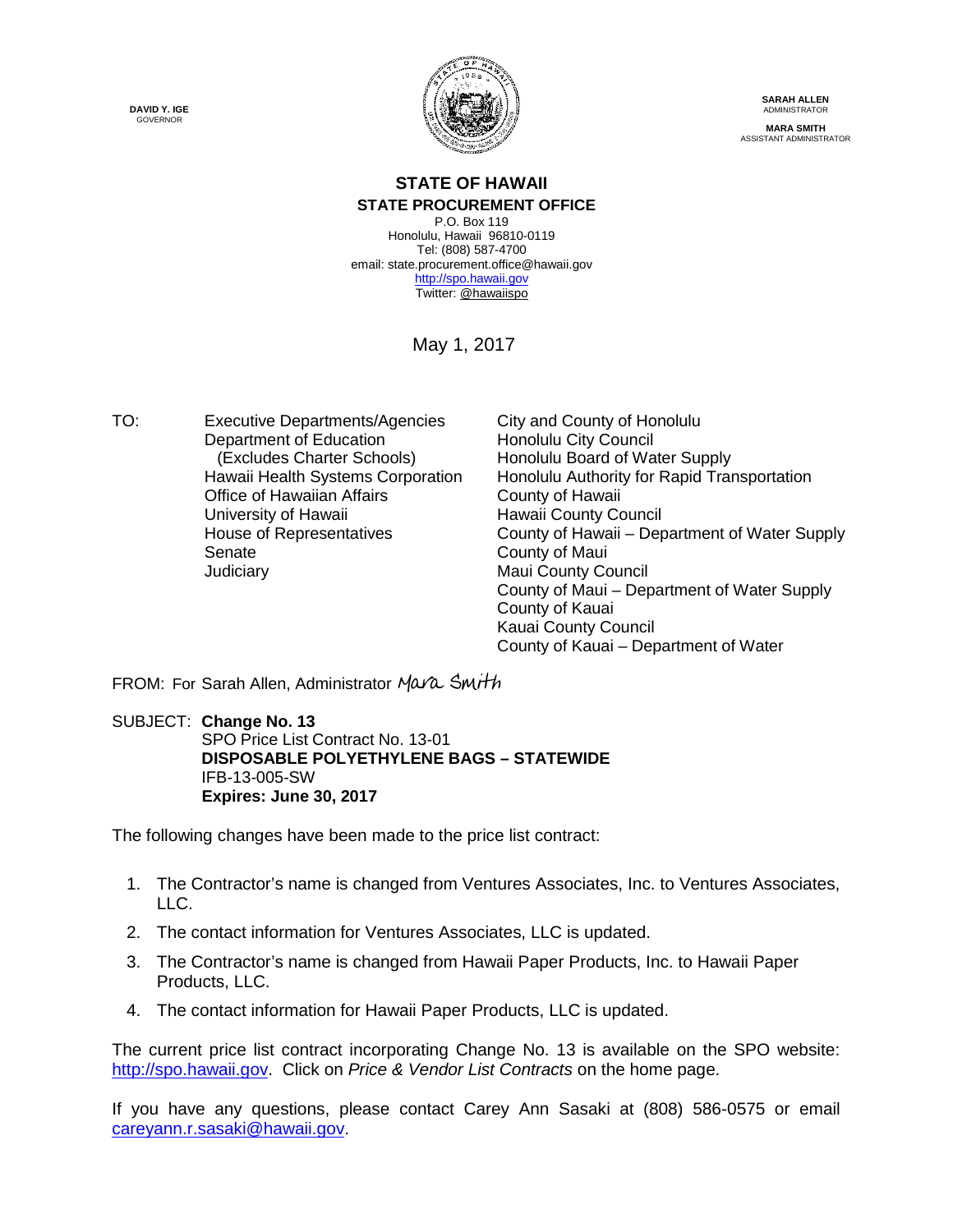**DAVID Y. IGE**
GOVERNOR

**SARAH ALLEN**
ADMINISTRATOR

**MARA SMITH**
ASSISTANT ADMINISTRATOR

# STATE OF HAWAII
## STATE PROCUREMENT OFFICE

P.O. Box 119
Honolulu, Hawaii 96810-0119
Tel: (808) 587-4700
email: state.procurement.office@hawaii.gov
http://spo.hawaii.gov
Twitter: @hawaiispo

May 1, 2017

TO:

Executive Departments/Agencies
Department of Education
(Excludes Charter Schools)
Hawaii Health Systems Corporation
Office of Hawaiian Affairs
University of Hawaii
House of Representatives
Senate
Judiciary

City and County of Honolulu
Honolulu City Council
Honolulu Board of Water Supply
Honolulu Authority for Rapid Transportation
County of Hawaii
Hawaii County Council
County of Hawaii – Department of Water Supply
County of Maui
Maui County Council
County of Maui – Department of Water Supply
County of Kauai
Kauai County Council
County of Kauai – Department of Water

FROM: For Sarah Allen, Administrator *Mara Smith*

SUBJECT: **Change No. 13**
SPO Price List Contract No. 13-01
**DISPOSABLE POLYETHYLENE BAGS – STATEWIDE**
IFB-13-005-SW
**Expires: June 30, 2017**

The following changes have been made to the price list contract:

1. The Contractor's name is changed from Ventures Associates, Inc. to Ventures Associates, LLC.
2. The contact information for Ventures Associates, LLC is updated.
3. The Contractor's name is changed from Hawaii Paper Products, Inc. to Hawaii Paper Products, LLC.
4. The contact information for Hawaii Paper Products, LLC is updated.

The current price list contract incorporating Change No. 13 is available on the SPO website: http://spo.hawaii.gov. Click on *Price & Vendor List Contracts* on the home page.

If you have any questions, please contact Carey Ann Sasaki at (808) 586-0575 or email careyann.r.sasaki@hawaii.gov.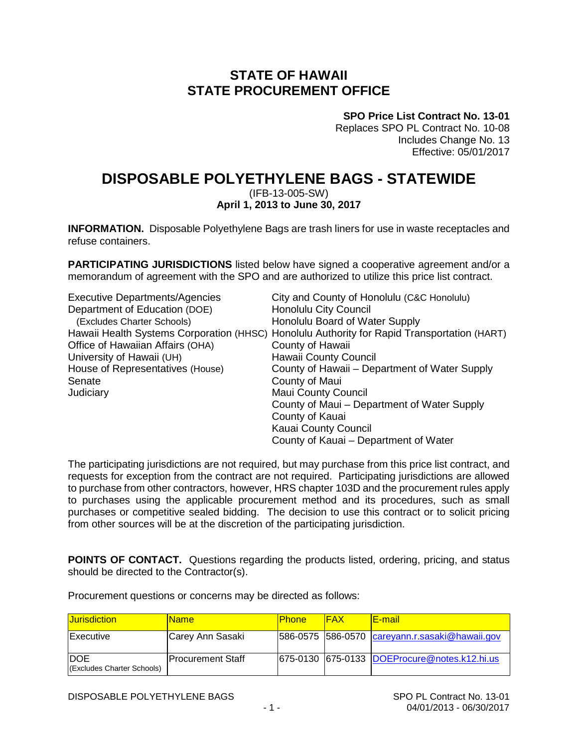# STATE OF HAWAII
# STATE PROCUREMENT OFFICE

**SPO Price List Contract No. 13-01**
Replaces SPO PL Contract No. 10-08
Includes Change No. 13
Effective: 05/01/2017

# DISPOSABLE POLYETHYLENE BAGS - STATEWIDE

(IFB-13-005-SW)
**April 1, 2013 to June 30, 2017**

**INFORMATION.** Disposable Polyethylene Bags are trash liners for use in waste receptacles and refuse containers.

**PARTICIPATING JURISDICTIONS** listed below have signed a cooperative agreement and/or a memorandum of agreement with the SPO and are authorized to utilize this price list contract.

Executive Departments/Agencies
Department of Education (DOE)
(Excludes Charter Schools)
Hawaii Health Systems Corporation (HHSC)
Office of Hawaiian Affairs (OHA)
University of Hawaii (UH)
House of Representatives (House)
Senate
Judiciary

City and County of Honolulu (C&C Honolulu)
Honolulu City Council
Honolulu Board of Water Supply
Honolulu Authority for Rapid Transportation (HART)
County of Hawaii
Hawaii County Council
County of Hawaii – Department of Water Supply
County of Maui
Maui County Council
County of Maui – Department of Water Supply
County of Kauai
Kauai County Council
County of Kauai – Department of Water

The participating jurisdictions are not required, but may purchase from this price list contract, and requests for exception from the contract are not required. Participating jurisdictions are allowed to purchase from other contractors, however, HRS chapter 103D and the procurement rules apply to purchases using the applicable procurement method and its procedures, such as small purchases or competitive sealed bidding. The decision to use this contract or to solicit pricing from other sources will be at the discretion of the participating jurisdiction.

**POINTS OF CONTACT.** Questions regarding the products listed, ordering, pricing, and status should be directed to the Contractor(s).

Procurement questions or concerns may be directed as follows:

| Jurisdiction | Name | Phone | FAX | E-mail |
|---|---|---|---|---|
| Executive | Carey Ann Sasaki | 586-0575 | 586-0570 | careyann.r.sasaki@hawaii.gov |
| DOE (Excludes Charter Schools) | Procurement Staff | 675-0130 | 675-0133 | DOEProcure@notes.k12.hi.us |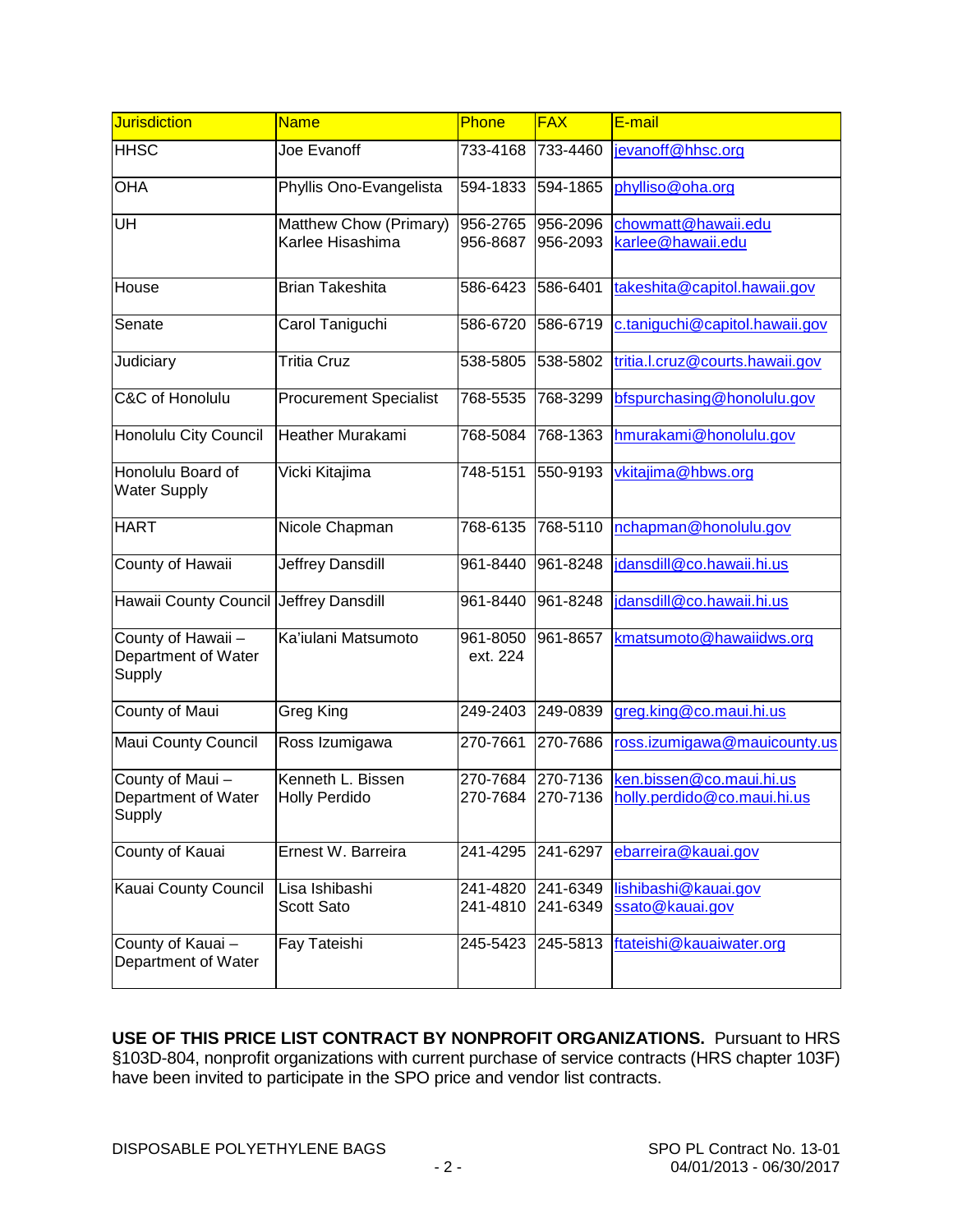| Jurisdiction | Name | Phone | FAX | E-mail |
|---|---|---|---|---|
| HHSC | Joe Evanoff | 733-4168 | 733-4460 | jevanoff@hhsc.org |
| OHA | Phyllis Ono-Evangelista | 594-1833 | 594-1865 | phylliso@oha.org |
| UH | Matthew Chow (Primary)<br>Karlee Hisashima | 956-2765<br>956-8687 | 956-2096<br>956-2093 | chowmatt@hawaii.edu<br>karlee@hawaii.edu |
| House | Brian Takeshita | 586-6423 | 586-6401 | takeshita@capitol.hawaii.gov |
| Senate | Carol Taniguchi | 586-6720 | 586-6719 | c.taniguchi@capitol.hawaii.gov |
| Judiciary | Tritia Cruz | 538-5805 | 538-5802 | tritia.l.cruz@courts.hawaii.gov |
| C&C of Honolulu | Procurement Specialist | 768-5535 | 768-3299 | bfspurchasing@honolulu.gov |
| Honolulu City Council | Heather Murakami | 768-5084 | 768-1363 | hmurakami@honolulu.gov |
| Honolulu Board of Water Supply | Vicki Kitajima | 748-5151 | 550-9193 | vkitajima@hbws.org |
| HART | Nicole Chapman | 768-6135 | 768-5110 | nchapman@honolulu.gov |
| County of Hawaii | Jeffrey Dansdill | 961-8440 | 961-8248 | jdansdill@co.hawaii.hi.us |
| Hawaii County Council | Jeffrey Dansdill | 961-8440 | 961-8248 | jdansdill@co.hawaii.hi.us |
| County of Hawaii – Department of Water Supply | Ka'iulani Matsumoto | 961-8050 ext. 224 | 961-8657 | kmatsumoto@hawaiidws.org |
| County of Maui | Greg King | 249-2403 | 249-0839 | greg.king@co.maui.hi.us |
| Maui County Council | Ross Izumigawa | 270-7661 | 270-7686 | ross.izumigawa@mauicounty.us |
| County of Maui – Department of Water Supply | Kenneth L. Bissen<br>Holly Perdido | 270-7684<br>270-7684 | 270-7136<br>270-7136 | ken.bissen@co.maui.hi.us<br>holly.perdido@co.maui.hi.us |
| County of Kauai | Ernest W. Barreira | 241-4295 | 241-6297 | ebarreira@kauai.gov |
| Kauai County Council | Lisa Ishibashi<br>Scott Sato | 241-4820<br>241-4810 | 241-6349<br>241-6349 | lishibashi@kauai.gov<br>ssato@kauai.gov |
| County of Kauai – Department of Water | Fay Tateishi | 245-5423 | 245-5813 | ftateishi@kauaiwater.org |

**USE OF THIS PRICE LIST CONTRACT BY NONPROFIT ORGANIZATIONS.** Pursuant to HRS §103D-804, nonprofit organizations with current purchase of service contracts (HRS chapter 103F) have been invited to participate in the SPO price and vendor list contracts.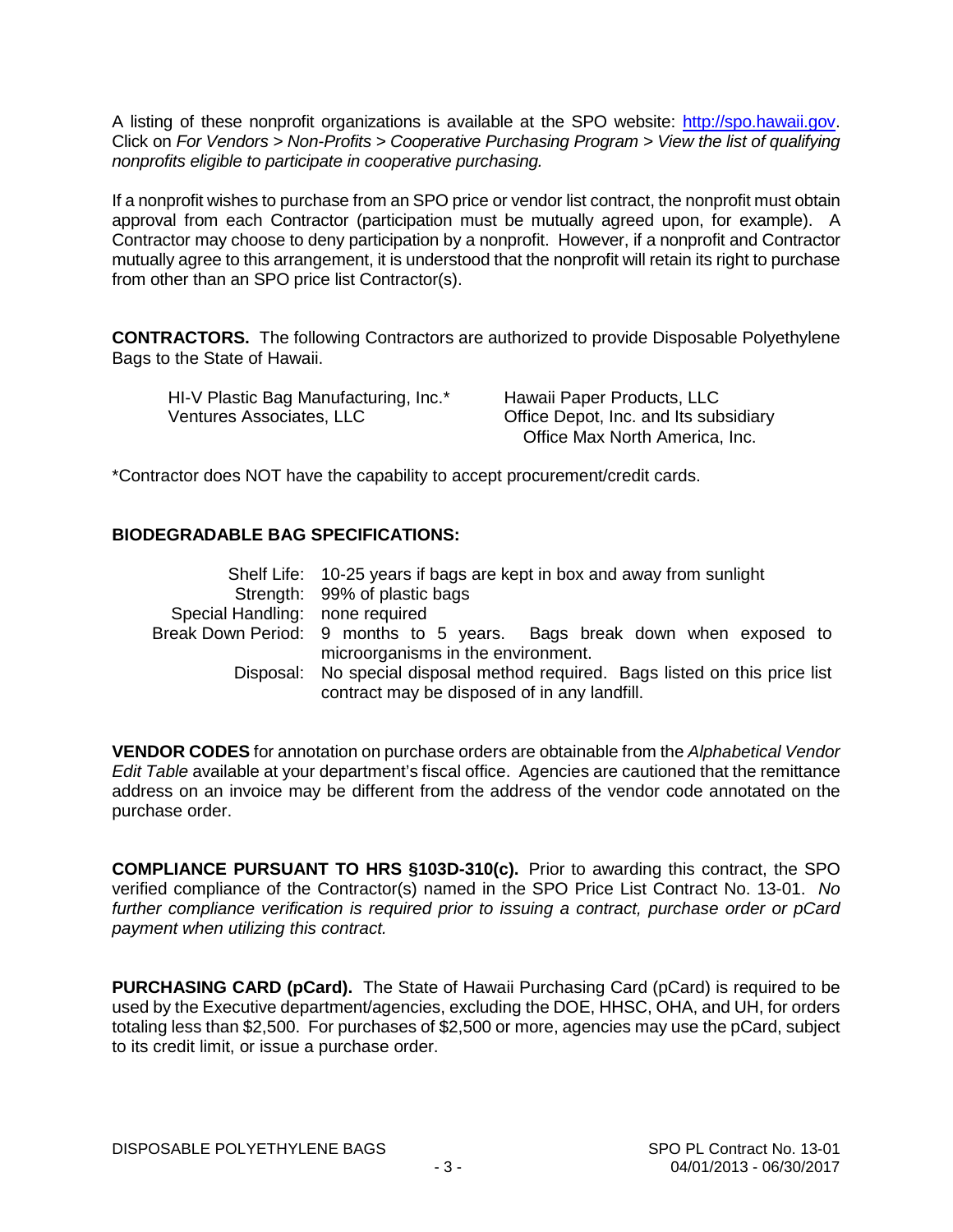A listing of these nonprofit organizations is available at the SPO website: [http://spo.hawaii.gov](http://spo.hawaii.gov). Click on *For Vendors > Non-Profits > Cooperative Purchasing Program > View the list of qualifying nonprofits eligible to participate in cooperative purchasing.*

If a nonprofit wishes to purchase from an SPO price or vendor list contract, the nonprofit must obtain approval from each Contractor (participation must be mutually agreed upon, for example). A Contractor may choose to deny participation by a nonprofit. However, if a nonprofit and Contractor mutually agree to this arrangement, it is understood that the nonprofit will retain its right to purchase from other than an SPO price list Contractor(s).

**CONTRACTORS.** The following Contractors are authorized to provide Disposable Polyethylene Bags to the State of Hawaii.

- HI-V Plastic Bag Manufacturing, Inc.*
- Ventures Associates, LLC
- Hawaii Paper Products, LLC
- Office Depot, Inc. and Its subsidiary Office Max North America, Inc.

*Contractor does NOT have the capability to accept procurement/credit cards.

**BIODEGRADABLE BAG SPECIFICATIONS:**

| | |
|---|---|
| Shelf Life: | 10-25 years if bags are kept in box and away from sunlight |
| Strength: | 99% of plastic bags |
| Special Handling: | none required |
| Break Down Period: | 9 months to 5 years. Bags break down when exposed to microorganisms in the environment. |
| Disposal: | No special disposal method required. Bags listed on this price list contract may be disposed of in any landfill. |

**VENDOR CODES** for annotation on purchase orders are obtainable from the *Alphabetical Vendor Edit Table* available at your department's fiscal office. Agencies are cautioned that the remittance address on an invoice may be different from the address of the vendor code annotated on the purchase order.

**COMPLIANCE PURSUANT TO HRS §103D-310(c).** Prior to awarding this contract, the SPO verified compliance of the Contractor(s) named in the SPO Price List Contract No. 13-01. *No further compliance verification is required prior to issuing a contract, purchase order or pCard payment when utilizing this contract.*

**PURCHASING CARD (pCard).** The State of Hawaii Purchasing Card (pCard) is required to be used by the Executive department/agencies, excluding the DOE, HHSC, OHA, and UH, for orders totaling less than $2,500. For purchases of $2,500 or more, agencies may use the pCard, subject to its credit limit, or issue a purchase order.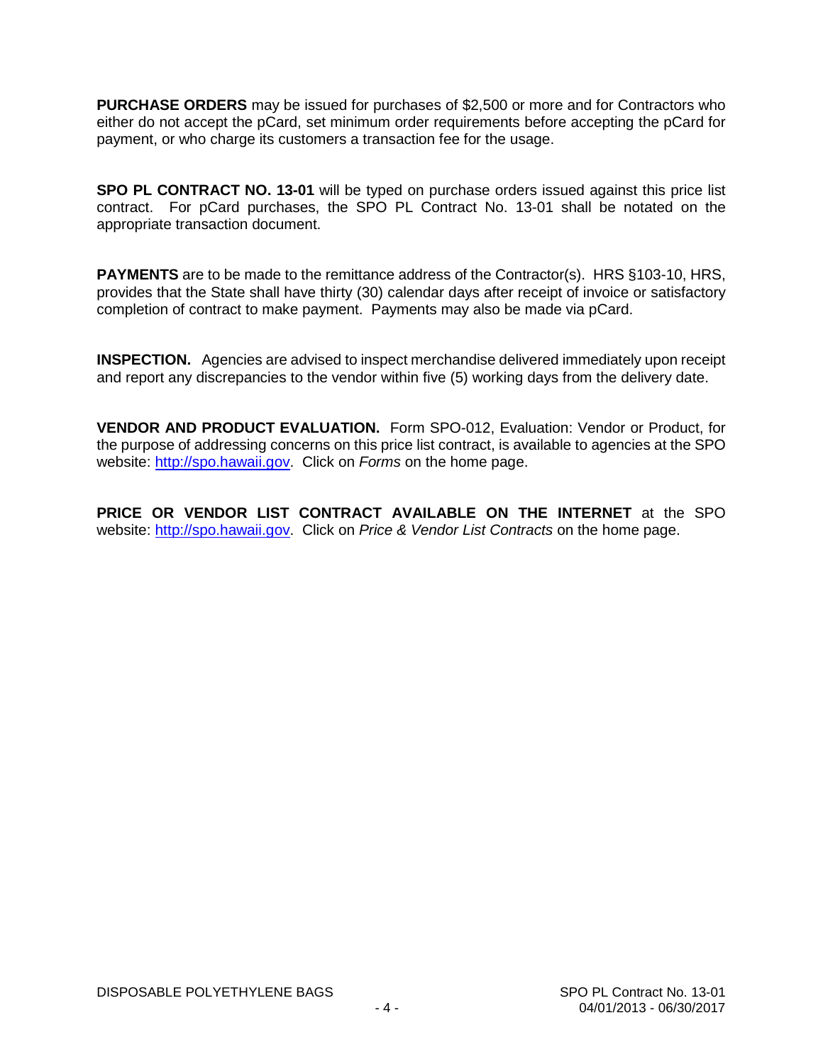**PURCHASE ORDERS** may be issued for purchases of $2,500 or more and for Contractors who either do not accept the pCard, set minimum order requirements before accepting the pCard for payment, or who charge its customers a transaction fee for the usage.

**SPO PL CONTRACT NO. 13-01** will be typed on purchase orders issued against this price list contract. For pCard purchases, the SPO PL Contract No. 13-01 shall be notated on the appropriate transaction document.

**PAYMENTS** are to be made to the remittance address of the Contractor(s). HRS §103-10, HRS, provides that the State shall have thirty (30) calendar days after receipt of invoice or satisfactory completion of contract to make payment. Payments may also be made via pCard.

**INSPECTION.** Agencies are advised to inspect merchandise delivered immediately upon receipt and report any discrepancies to the vendor within five (5) working days from the delivery date.

**VENDOR AND PRODUCT EVALUATION.** Form SPO-012, Evaluation: Vendor or Product, for the purpose of addressing concerns on this price list contract, is available to agencies at the SPO website: http://spo.hawaii.gov. Click on *Forms* on the home page.

**PRICE OR VENDOR LIST CONTRACT AVAILABLE ON THE INTERNET** at the SPO website: http://spo.hawaii.gov. Click on *Price & Vendor List Contracts* on the home page.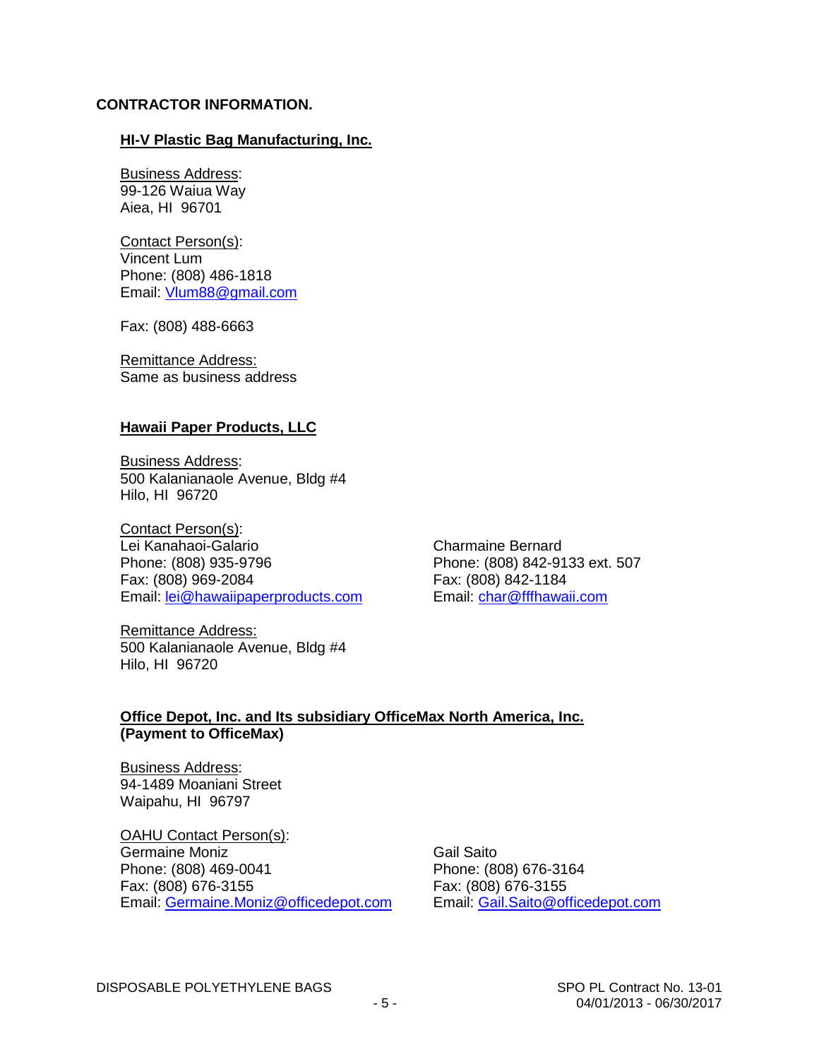**CONTRACTOR INFORMATION.**

**HI-V Plastic Bag Manufacturing, Inc.**

Business Address:
99-126 Waiua Way
Aiea, HI 96701

Contact Person(s):
Vincent Lum
Phone: (808) 486-1818
Email: Vlum88@gmail.com

Fax: (808) 488-6663

Remittance Address:
Same as business address

**Hawaii Paper Products, LLC**

Business Address:
500 Kalanianaole Avenue, Bldg #4
Hilo, HI 96720

Contact Person(s):
Lei Kanahaoi-Galario
Phone: (808) 935-9796
Fax: (808) 969-2084
Email: lei@hawaiipaperproducts.com

Charmaine Bernard
Phone: (808) 842-9133 ext. 507
Fax: (808) 842-1184
Email: char@fffhawaii.com

Remittance Address:
500 Kalanianaole Avenue, Bldg #4
Hilo, HI 96720

**Office Depot, Inc. and Its subsidiary OfficeMax North America, Inc.**
**(Payment to OfficeMax)**

Business Address:
94-1489 Moaniani Street
Waipahu, HI 96797

OAHU Contact Person(s):
Germaine Moniz
Phone: (808) 469-0041
Fax: (808) 676-3155
Email: Germaine.Moniz@officedepot.com

Gail Saito
Phone: (808) 676-3164
Fax: (808) 676-3155
Email: Gail.Saito@officedepot.com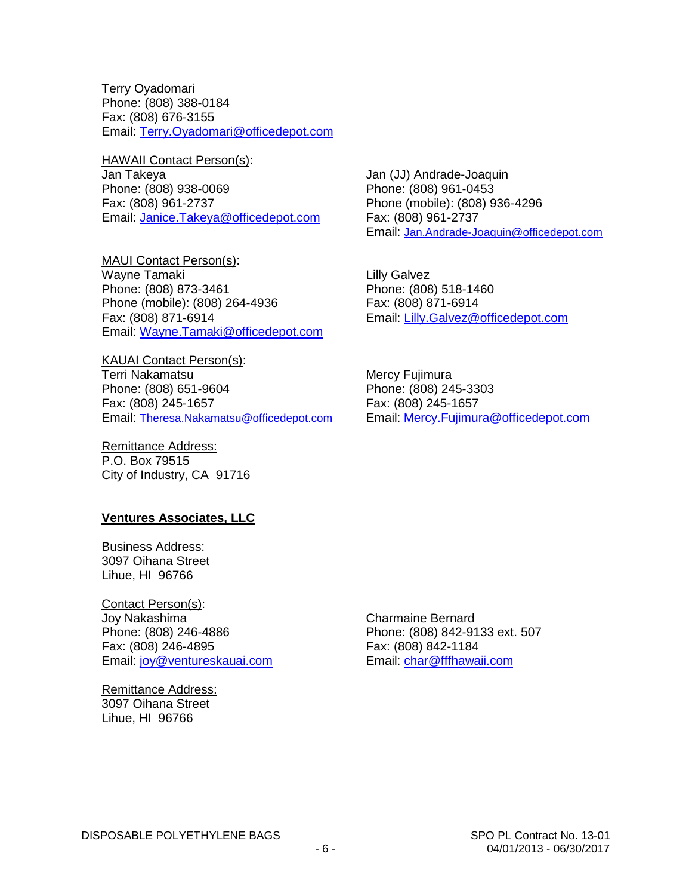Terry Oyadomari
Phone: (808) 388-0184
Fax: (808) 676-3155
Email: Terry.Oyadomari@officedepot.com

HAWAII Contact Person(s):

Jan Takeya
Phone: (808) 938-0069
Fax: (808) 961-2737
Email: Janice.Takeya@officedepot.com

Jan (JJ) Andrade-Joaquin
Phone: (808) 961-0453
Phone (mobile): (808) 936-4296
Fax: (808) 961-2737
Email: Jan.Andrade-Joaquin@officedepot.com

MAUI Contact Person(s):

Wayne Tamaki
Phone: (808) 873-3461
Phone (mobile): (808) 264-4936
Fax: (808) 871-6914
Email: Wayne.Tamaki@officedepot.com

Lilly Galvez
Phone: (808) 518-1460
Fax: (808) 871-6914
Email: Lilly.Galvez@officedepot.com

KAUAI Contact Person(s):

Terri Nakamatsu
Phone: (808) 651-9604
Fax: (808) 245-1657
Email: Theresa.Nakamatsu@officedepot.com

Mercy Fujimura
Phone: (808) 245-3303
Fax: (808) 245-1657
Email: Mercy.Fujimura@officedepot.com

Remittance Address:
P.O. Box 79515
City of Industry, CA 91716

**Ventures Associates, LLC**

Business Address:
3097 Oihana Street
Lihue, HI 96766

Contact Person(s):

Joy Nakashima
Phone: (808) 246-4886
Fax: (808) 246-4895
Email: joy@ventureskauai.com

Charmaine Bernard
Phone: (808) 842-9133 ext. 507
Fax: (808) 842-1184
Email: char@fffhawaii.com

Remittance Address:
3097 Oihana Street
Lihue, HI 96766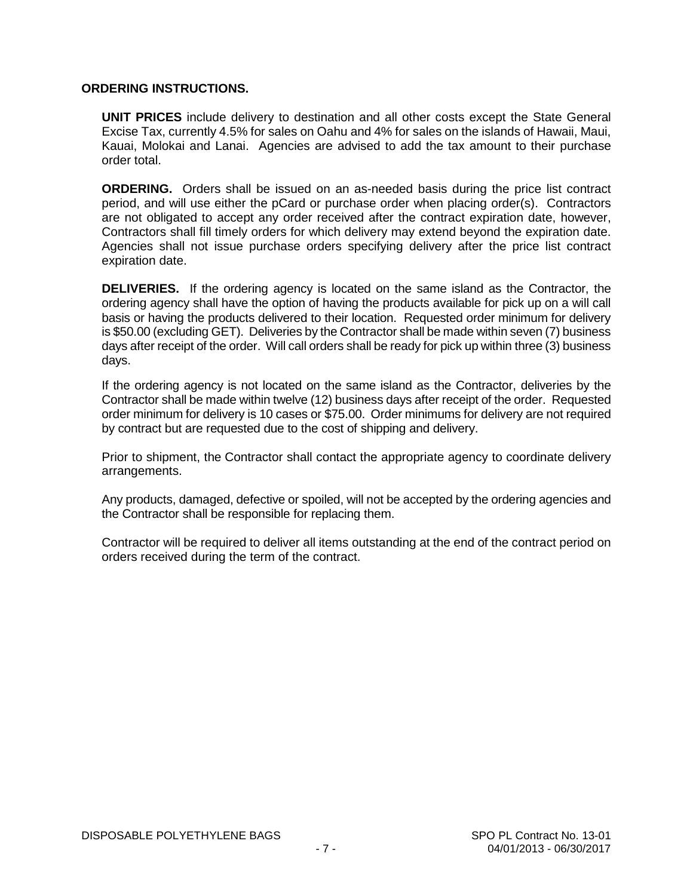## ORDERING INSTRUCTIONS.

**UNIT PRICES** include delivery to destination and all other costs except the State General Excise Tax, currently 4.5% for sales on Oahu and 4% for sales on the islands of Hawaii, Maui, Kauai, Molokai and Lanai. Agencies are advised to add the tax amount to their purchase order total.

**ORDERING.** Orders shall be issued on an as-needed basis during the price list contract period, and will use either the pCard or purchase order when placing order(s). Contractors are not obligated to accept any order received after the contract expiration date, however, Contractors shall fill timely orders for which delivery may extend beyond the expiration date. Agencies shall not issue purchase orders specifying delivery after the price list contract expiration date.

**DELIVERIES.** If the ordering agency is located on the same island as the Contractor, the ordering agency shall have the option of having the products available for pick up on a will call basis or having the products delivered to their location. Requested order minimum for delivery is $50.00 (excluding GET). Deliveries by the Contractor shall be made within seven (7) business days after receipt of the order. Will call orders shall be ready for pick up within three (3) business days.

If the ordering agency is not located on the same island as the Contractor, deliveries by the Contractor shall be made within twelve (12) business days after receipt of the order. Requested order minimum for delivery is 10 cases or $75.00. Order minimums for delivery are not required by contract but are requested due to the cost of shipping and delivery.

Prior to shipment, the Contractor shall contact the appropriate agency to coordinate delivery arrangements.

Any products, damaged, defective or spoiled, will not be accepted by the ordering agencies and the Contractor shall be responsible for replacing them.

Contractor will be required to deliver all items outstanding at the end of the contract period on orders received during the term of the contract.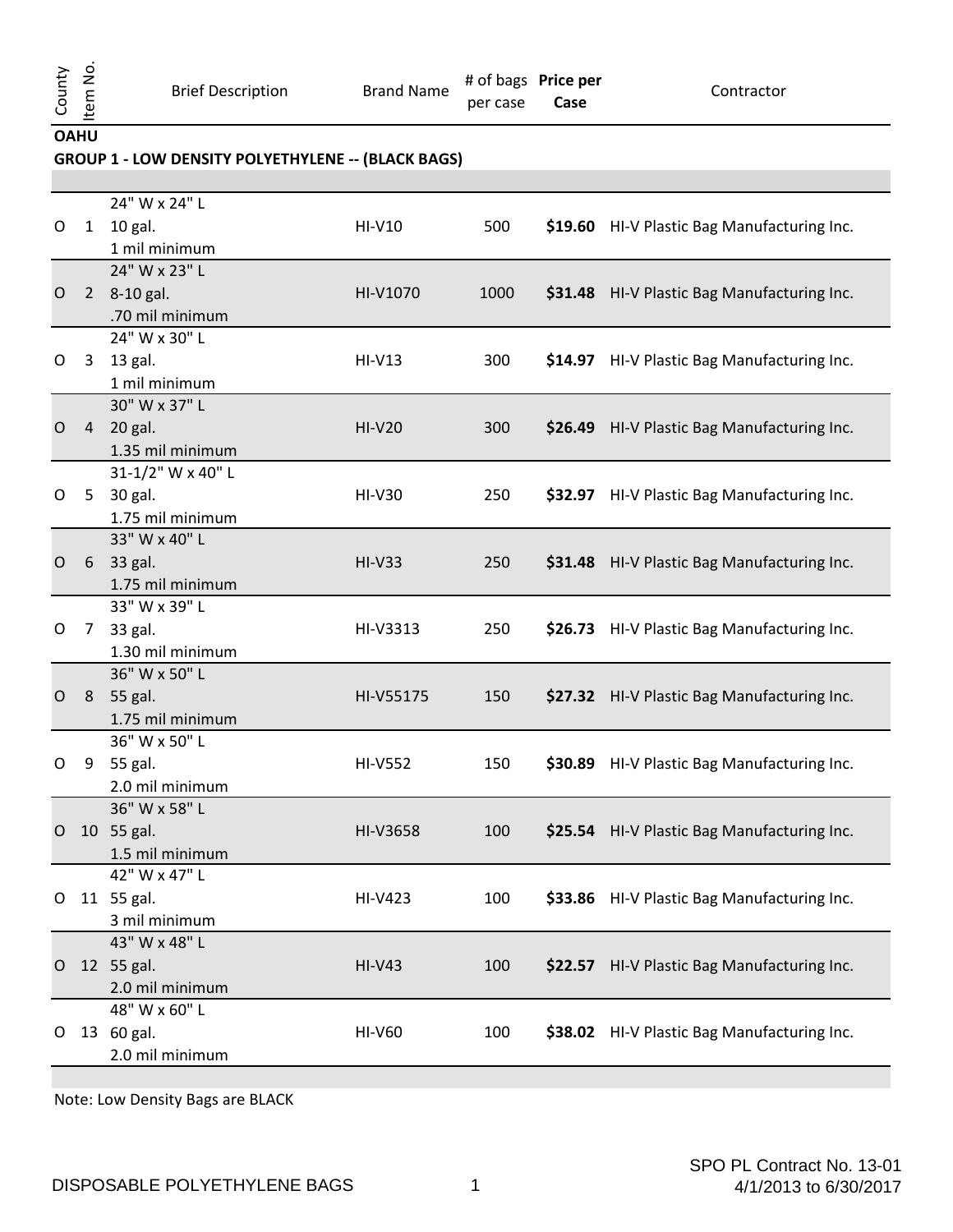| County | Item No. | Brief Description | Brand Name | # of bags per case | **Price per Case** | Contractor |
|---|---|---|---|---|---|---|
| **OAHU** | | | | | | |
| **GROUP 1 - LOW DENSITY POLYETHYLENE -- (BLACK BAGS)** | | | | | | |
| O | 1 | 24" W x 24" L<br>10 gal.<br>1 mil minimum | HI-V10 | 500 | **$19.60** | HI-V Plastic Bag Manufacturing Inc. |
| O | 2 | 24" W x 23" L<br>8-10 gal.<br>.70 mil minimum | HI-V1070 | 1000 | **$31.48** | HI-V Plastic Bag Manufacturing Inc. |
| O | 3 | 24" W x 30" L<br>13 gal.<br>1 mil minimum | HI-V13 | 300 | **$14.97** | HI-V Plastic Bag Manufacturing Inc. |
| O | 4 | 30" W x 37" L<br>20 gal.<br>1.35 mil minimum | HI-V20 | 300 | **$26.49** | HI-V Plastic Bag Manufacturing Inc. |
| O | 5 | 31-1/2" W x 40" L<br>30 gal.<br>1.75 mil minimum | HI-V30 | 250 | **$32.97** | HI-V Plastic Bag Manufacturing Inc. |
| O | 6 | 33" W x 40" L<br>33 gal.<br>1.75 mil minimum | HI-V33 | 250 | **$31.48** | HI-V Plastic Bag Manufacturing Inc. |
| O | 7 | 33" W x 39" L<br>33 gal.<br>1.30 mil minimum | HI-V3313 | 250 | **$26.73** | HI-V Plastic Bag Manufacturing Inc. |
| O | 8 | 36" W x 50" L<br>55 gal.<br>1.75 mil minimum | HI-V55175 | 150 | **$27.32** | HI-V Plastic Bag Manufacturing Inc. |
| O | 9 | 36" W x 50" L<br>55 gal.<br>2.0 mil minimum | HI-V552 | 150 | **$30.89** | HI-V Plastic Bag Manufacturing Inc. |
| O | 10 | 36" W x 58" L<br>55 gal.<br>1.5 mil minimum | HI-V3658 | 100 | **$25.54** | HI-V Plastic Bag Manufacturing Inc. |
| O | 11 | 42" W x 47" L<br>55 gal.<br>3 mil minimum | HI-V423 | 100 | **$33.86** | HI-V Plastic Bag Manufacturing Inc. |
| O | 12 | 43" W x 48" L<br>55 gal.<br>2.0 mil minimum | HI-V43 | 100 | **$22.57** | HI-V Plastic Bag Manufacturing Inc. |
| O | 13 | 48" W x 60" L<br>60 gal.<br>2.0 mil minimum | HI-V60 | 100 | **$38.02** | HI-V Plastic Bag Manufacturing Inc. |

Note: Low Density Bags are BLACK

DISPOSABLE POLYETHYLENE BAGS

SPO PL Contract No. 13-01
4/1/2013 to 6/30/2017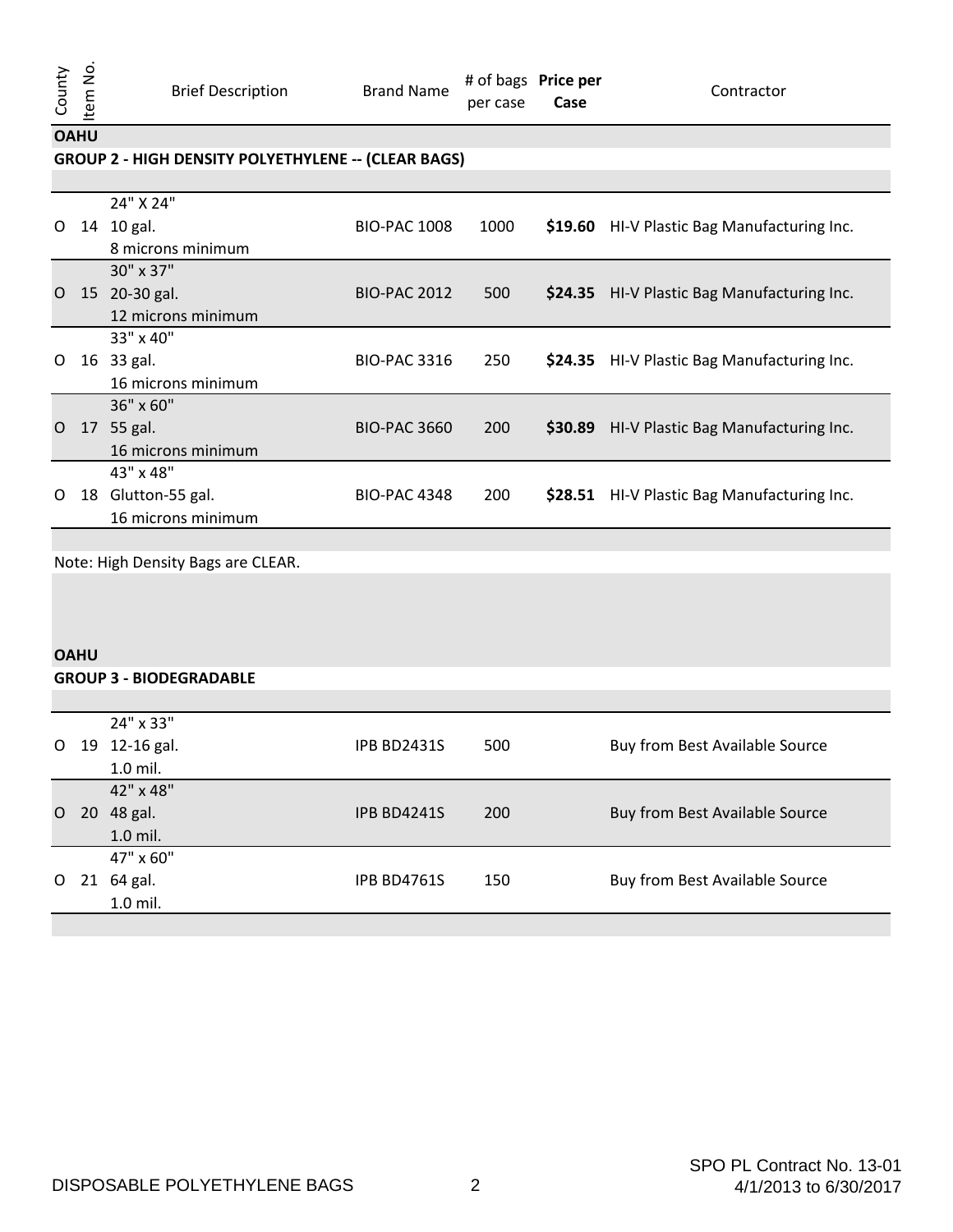| County | Item No. | Brief Description | Brand Name | # of bags per case | Price per Case | Contractor |
|---|---|---|---|---|---|---|
| **OAHU** | | | | | | |
| **GROUP 2 - HIGH DENSITY POLYETHYLENE -- (CLEAR BAGS)** | | | | | | |
| O | 14 | 24" X 24"<br>10 gal.<br>8 microns minimum | BIO-PAC 1008 | 1000 | **$19.60** | HI-V Plastic Bag Manufacturing Inc. |
| O | 15 | 30" x 37"<br>20-30 gal.<br>12 microns minimum | BIO-PAC 2012 | 500 | **$24.35** | HI-V Plastic Bag Manufacturing Inc. |
| O | 16 | 33" x 40"<br>33 gal.<br>16 microns minimum | BIO-PAC 3316 | 250 | **$24.35** | HI-V Plastic Bag Manufacturing Inc. |
| O | 17 | 36" x 60"<br>55 gal.<br>16 microns minimum | BIO-PAC 3660 | 200 | **$30.89** | HI-V Plastic Bag Manufacturing Inc. |
| O | 18 | 43" x 48"<br>Glutton-55 gal.<br>16 microns minimum | BIO-PAC 4348 | 200 | **$28.51** | HI-V Plastic Bag Manufacturing Inc. |

Note: High Density Bags are CLEAR.

| County | Item No. | Brief Description | Brand Name | # of bags per case | Price per Case | Contractor |
|---|---|---|---|---|---|---|
| **OAHU** | | | | | | |
| **GROUP 3 - BIODEGRADABLE** | | | | | | |
| O | 19 | 24" x 33"<br>12-16 gal.<br>1.0 mil. | IPB BD2431S | 500 | | Buy from Best Available Source |
| O | 20 | 42" x 48"<br>48 gal.<br>1.0 mil. | IPB BD4241S | 200 | | Buy from Best Available Source |
| O | 21 | 47" x 60"<br>64 gal.<br>1.0 mil. | IPB BD4761S | 150 | | Buy from Best Available Source |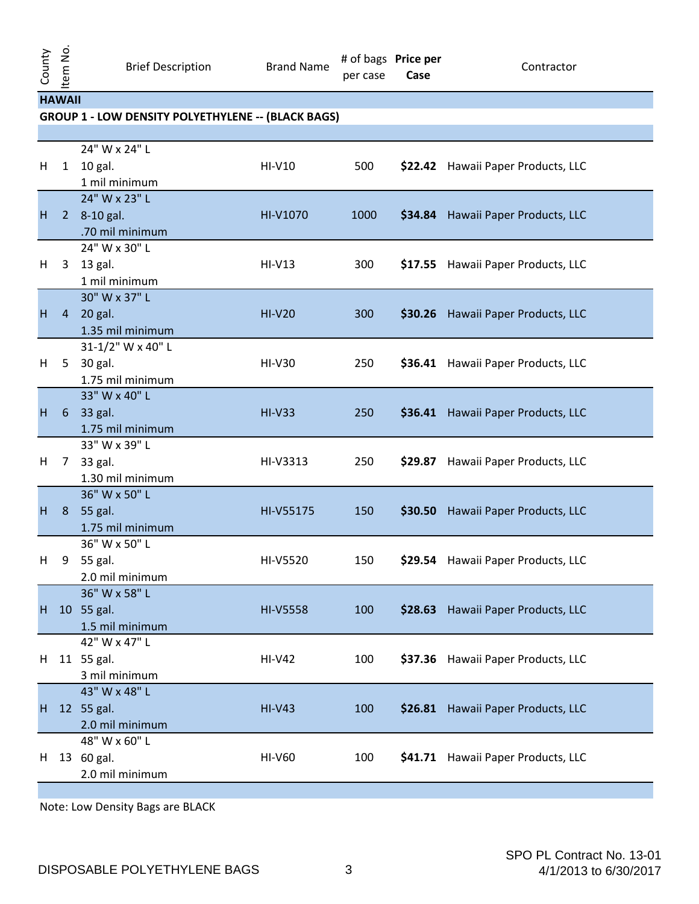| County | Item No. | Brief Description | Brand Name | # of bags per case | **Price per Case** | Contractor |
|---|---|---|---|---|---|---|
| **HAWAII** | | | | | | |
| **GROUP 1 - LOW DENSITY POLYETHYLENE -- (BLACK BAGS)** | | | | | | |
| H | 1 | 24" W x 24" L<br>10 gal.<br>1 mil minimum | HI-V10 | 500 | **$22.42** | Hawaii Paper Products, LLC |
| H | 2 | 24" W x 23" L<br>8-10 gal.<br>.70 mil minimum | HI-V1070 | 1000 | **$34.84** | Hawaii Paper Products, LLC |
| H | 3 | 24" W x 30" L<br>13 gal.<br>1 mil minimum | HI-V13 | 300 | **$17.55** | Hawaii Paper Products, LLC |
| H | 4 | 30" W x 37" L<br>20 gal.<br>1.35 mil minimum | HI-V20 | 300 | **$30.26** | Hawaii Paper Products, LLC |
| H | 5 | 31-1/2" W x 40" L<br>30 gal.<br>1.75 mil minimum | HI-V30 | 250 | **$36.41** | Hawaii Paper Products, LLC |
| H | 6 | 33" W x 40" L<br>33 gal.<br>1.75 mil minimum | HI-V33 | 250 | **$36.41** | Hawaii Paper Products, LLC |
| H | 7 | 33" W x 39" L<br>33 gal.<br>1.30 mil minimum | HI-V3313 | 250 | **$29.87** | Hawaii Paper Products, LLC |
| H | 8 | 36" W x 50" L<br>55 gal.<br>1.75 mil minimum | HI-V55175 | 150 | **$30.50** | Hawaii Paper Products, LLC |
| H | 9 | 36" W x 50" L<br>55 gal.<br>2.0 mil minimum | HI-V5520 | 150 | **$29.54** | Hawaii Paper Products, LLC |
| H | 10 | 36" W x 58" L<br>55 gal.<br>1.5 mil minimum | HI-V5558 | 100 | **$28.63** | Hawaii Paper Products, LLC |
| H | 11 | 42" W x 47" L<br>55 gal.<br>3 mil minimum | HI-V42 | 100 | **$37.36** | Hawaii Paper Products, LLC |
| H | 12 | 43" W x 48" L<br>55 gal.<br>2.0 mil minimum | HI-V43 | 100 | **$26.81** | Hawaii Paper Products, LLC |
| H | 13 | 48" W x 60" L<br>60 gal.<br>2.0 mil minimum | HI-V60 | 100 | **$41.71** | Hawaii Paper Products, LLC |

Note: Low Density Bags are BLACK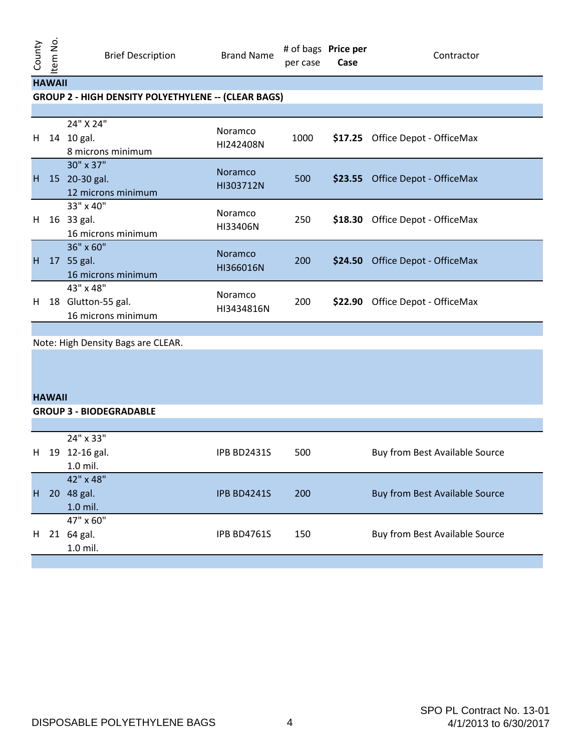| County | Item No. | Brief Description | Brand Name | # of bags per case | Price per Case | Contractor |
|---|---|---|---|---|---|---|
| **HAWAII** | | | | | | |
| **GROUP 2 - HIGH DENSITY POLYETHYLENE -- (CLEAR BAGS)** | | | | | | |
| H | 14 | 24" X 24" 10 gal. 8 microns minimum | Noramco HI242408N | 1000 | **$17.25** | Office Depot - OfficeMax |
| H | 15 | 30" x 37" 20-30 gal. 12 microns minimum | Noramco HI303712N | 500 | **$23.55** | Office Depot - OfficeMax |
| H | 16 | 33" x 40" 33 gal. 16 microns minimum | Noramco HI33406N | 250 | **$18.30** | Office Depot - OfficeMax |
| H | 17 | 36" x 60" 55 gal. 16 microns minimum | Noramco HI366016N | 200 | **$24.50** | Office Depot - OfficeMax |
| H | 18 | 43" x 48" Glutton-55 gal. 16 microns minimum | Noramco HI3434816N | 200 | **$22.90** | Office Depot - OfficeMax |

Note: High Density Bags are CLEAR.

| County | Item No. | Brief Description | Brand Name | # of bags per case | Price per Case | Contractor |
|---|---|---|---|---|---|---|
| **HAWAII** | | | | | | |
| **GROUP 3 - BIODEGRADABLE** | | | | | | |
| H | 19 | 24" x 33" 12-16 gal. 1.0 mil. | IPB BD2431S | 500 | | Buy from Best Available Source |
| H | 20 | 42" x 48" 48 gal. 1.0 mil. | IPB BD4241S | 200 | | Buy from Best Available Source |
| H | 21 | 47" x 60" 64 gal. 1.0 mil. | IPB BD4761S | 150 | | Buy from Best Available Source |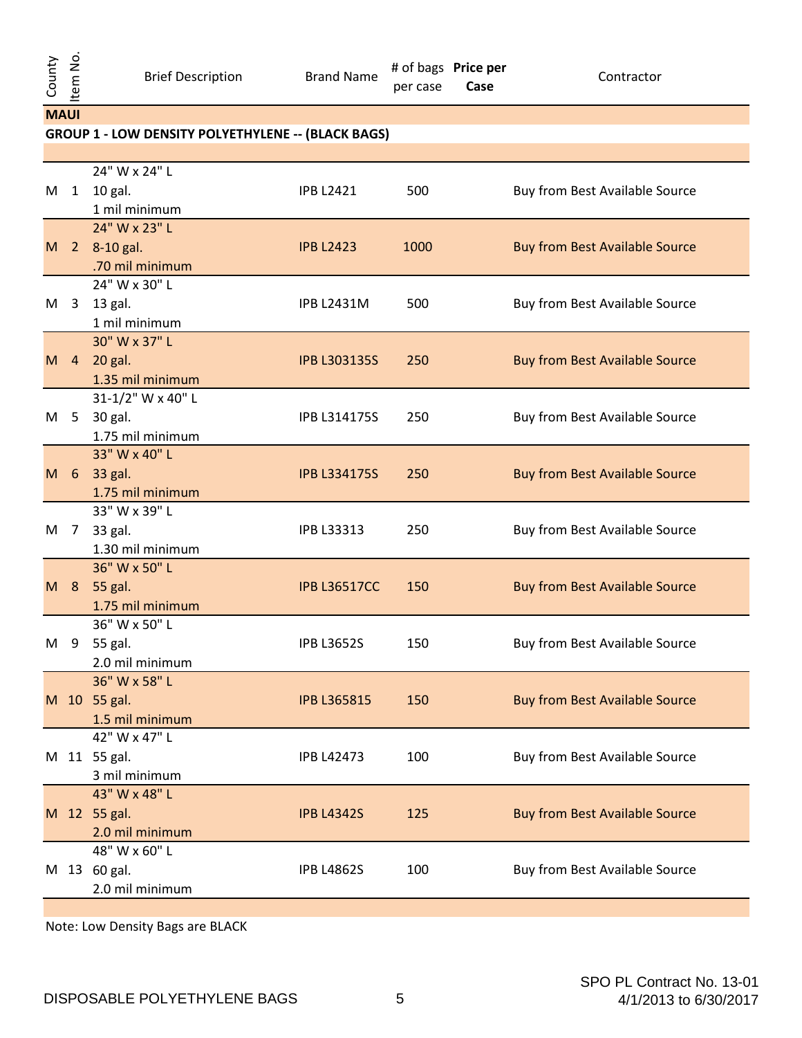| County | Item No. | Brief Description | Brand Name | # of bags per case | **Price per Case** | Contractor |
|---|---|---|---|---|---|---|
| **MAUI** | | | | | | |
| **GROUP 1 - LOW DENSITY POLYETHYLENE -- (BLACK BAGS)** | | | | | | |
| M | 1 | 24" W x 24" L 10 gal. 1 mil minimum | IPB L2421 | 500 | | Buy from Best Available Source |
| M | 2 | 24" W x 23" L 8-10 gal. .70 mil minimum | IPB L2423 | 1000 | | Buy from Best Available Source |
| M | 3 | 24" W x 30" L 13 gal. 1 mil minimum | IPB L2431M | 500 | | Buy from Best Available Source |
| M | 4 | 30" W x 37" L 20 gal. 1.35 mil minimum | IPB L303135S | 250 | | Buy from Best Available Source |
| M | 5 | 31-1/2" W x 40" L 30 gal. 1.75 mil minimum | IPB L314175S | 250 | | Buy from Best Available Source |
| M | 6 | 33" W x 40" L 33 gal. 1.75 mil minimum | IPB L334175S | 250 | | Buy from Best Available Source |
| M | 7 | 33" W x 39" L 33 gal. 1.30 mil minimum | IPB L33313 | 250 | | Buy from Best Available Source |
| M | 8 | 36" W x 50" L 55 gal. 1.75 mil minimum | IPB L36517CC | 150 | | Buy from Best Available Source |
| M | 9 | 36" W x 50" L 55 gal. 2.0 mil minimum | IPB L3652S | 150 | | Buy from Best Available Source |
| M | 10 | 36" W x 58" L 55 gal. 1.5 mil minimum | IPB L365815 | 150 | | Buy from Best Available Source |
| M | 11 | 42" W x 47" L 55 gal. 3 mil minimum | IPB L42473 | 100 | | Buy from Best Available Source |
| M | 12 | 43" W x 48" L 55 gal. 2.0 mil minimum | IPB L4342S | 125 | | Buy from Best Available Source |
| M | 13 | 48" W x 60" L 60 gal. 2.0 mil minimum | IPB L4862S | 100 | | Buy from Best Available Source |

Note: Low Density Bags are BLACK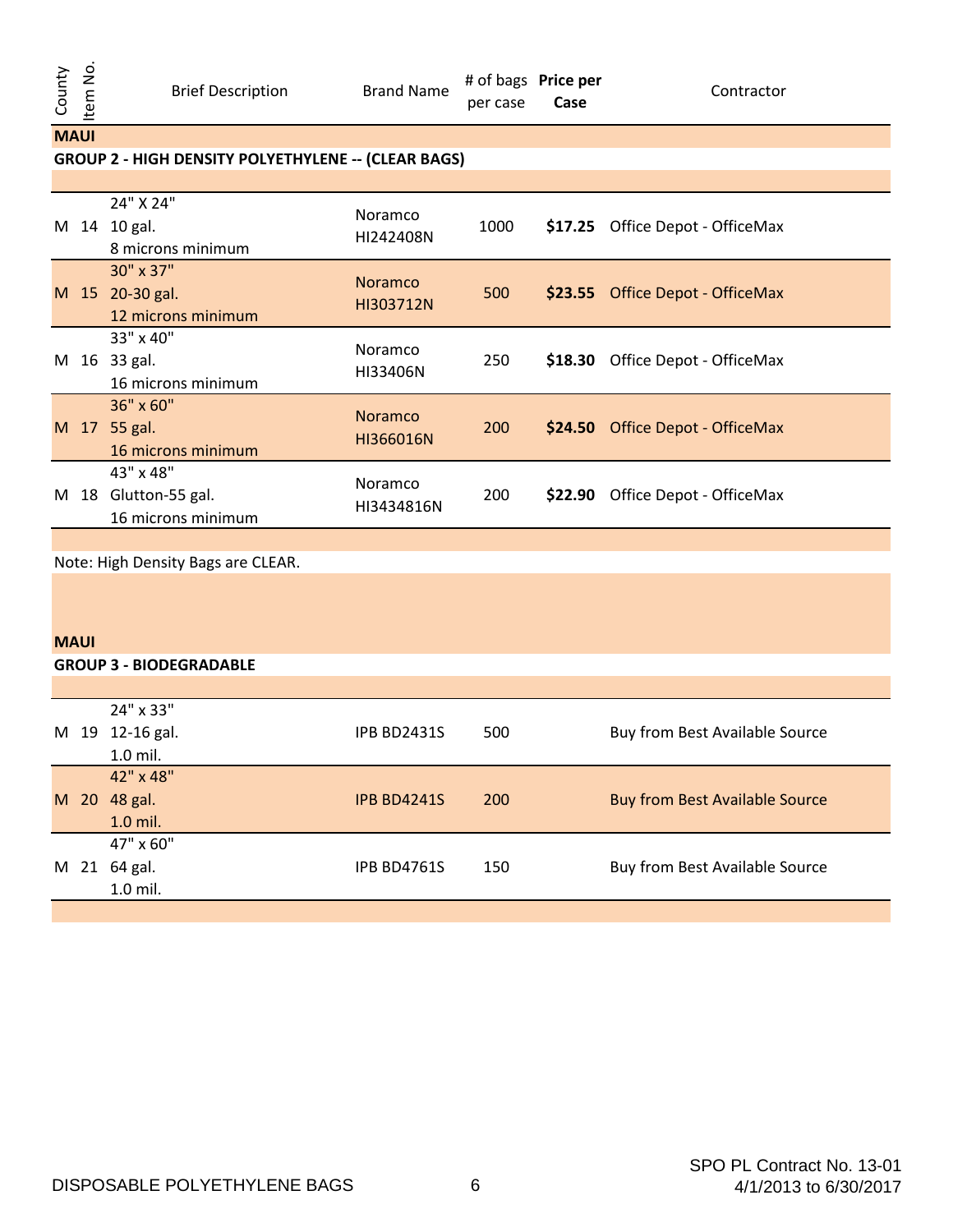| County | Item No. | Brief Description | Brand Name | # of bags per case | **Price per Case** | Contractor |
|---|---|---|---|---|---|---|
| **MAUI** | | | | | | |
| **GROUP 2 - HIGH DENSITY POLYETHYLENE -- (CLEAR BAGS)** | | | | | | |
| M | 14 | 24" X 24"<br>10 gal.<br>8 microns minimum | Noramco<br>HI242408N | 1000 | **$17.25** | Office Depot - OfficeMax |
| M | 15 | 30" x 37"<br>20-30 gal.<br>12 microns minimum | Noramco<br>HI303712N | 500 | **$23.55** | Office Depot - OfficeMax |
| M | 16 | 33" x 40"<br>33 gal.<br>16 microns minimum | Noramco<br>HI33406N | 250 | **$18.30** | Office Depot - OfficeMax |
| M | 17 | 36" x 60"<br>55 gal.<br>16 microns minimum | Noramco<br>HI366016N | 200 | **$24.50** | Office Depot - OfficeMax |
| M | 18 | 43" x 48"<br>Glutton-55 gal.<br>16 microns minimum | Noramco<br>HI3434816N | 200 | **$22.90** | Office Depot - OfficeMax |

Note: High Density Bags are CLEAR.

| County | Item No. | Brief Description | Brand Name | # of bags per case | **Price per Case** | Contractor |
|---|---|---|---|---|---|---|
| **MAUI** | | | | | | |
| **GROUP 3 - BIODEGRADABLE** | | | | | | |
| M | 19 | 24" x 33"<br>12-16 gal.<br>1.0 mil. | IPB BD2431S | 500 | | Buy from Best Available Source |
| M | 20 | 42" x 48"<br>48 gal.<br>1.0 mil. | IPB BD4241S | 200 | | Buy from Best Available Source |
| M | 21 | 47" x 60"<br>64 gal.<br>1.0 mil. | IPB BD4761S | 150 | | Buy from Best Available Source |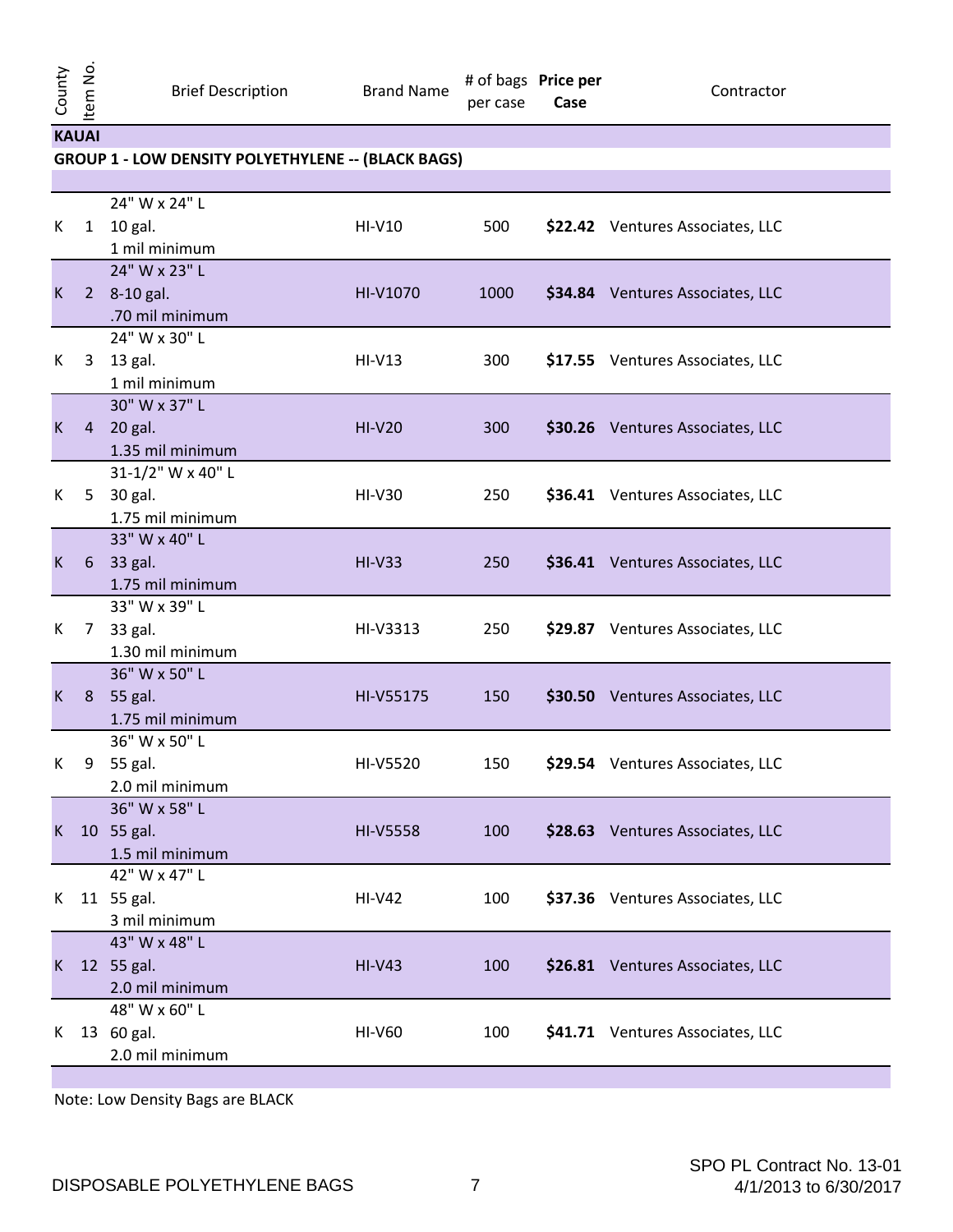| County | Item No. | Brief Description | Brand Name | # of bags per case | **Price per Case** | Contractor |
|---|---|---|---|---|---|---|
| **KAUAI** | | | | | | |
| **GROUP 1 - LOW DENSITY POLYETHYLENE -- (BLACK BAGS)** | | | | | | |
| K | 1 | 24" W x 24" L<br>10 gal.<br>1 mil minimum | HI-V10 | 500 | **$22.42** | Ventures Associates, LLC |
| K | 2 | 24" W x 23" L<br>8-10 gal.<br>.70 mil minimum | HI-V1070 | 1000 | **$34.84** | Ventures Associates, LLC |
| K | 3 | 24" W x 30" L<br>13 gal.<br>1 mil minimum | HI-V13 | 300 | **$17.55** | Ventures Associates, LLC |
| K | 4 | 30" W x 37" L<br>20 gal.<br>1.35 mil minimum | HI-V20 | 300 | **$30.26** | Ventures Associates, LLC |
| K | 5 | 31-1/2" W x 40" L<br>30 gal.<br>1.75 mil minimum | HI-V30 | 250 | **$36.41** | Ventures Associates, LLC |
| K | 6 | 33" W x 40" L<br>33 gal.<br>1.75 mil minimum | HI-V33 | 250 | **$36.41** | Ventures Associates, LLC |
| K | 7 | 33" W x 39" L<br>33 gal.<br>1.30 mil minimum | HI-V3313 | 250 | **$29.87** | Ventures Associates, LLC |
| K | 8 | 36" W x 50" L<br>55 gal.<br>1.75 mil minimum | HI-V55175 | 150 | **$30.50** | Ventures Associates, LLC |
| K | 9 | 36" W x 50" L<br>55 gal.<br>2.0 mil minimum | HI-V5520 | 150 | **$29.54** | Ventures Associates, LLC |
| K | 10 | 36" W x 58" L<br>55 gal.<br>1.5 mil minimum | HI-V5558 | 100 | **$28.63** | Ventures Associates, LLC |
| K | 11 | 42" W x 47" L<br>55 gal.<br>3 mil minimum | HI-V42 | 100 | **$37.36** | Ventures Associates, LLC |
| K | 12 | 43" W x 48" L<br>55 gal.<br>2.0 mil minimum | HI-V43 | 100 | **$26.81** | Ventures Associates, LLC |
| K | 13 | 48" W x 60" L<br>60 gal.<br>2.0 mil minimum | HI-V60 | 100 | **$41.71** | Ventures Associates, LLC |

Note: Low Density Bags are BLACK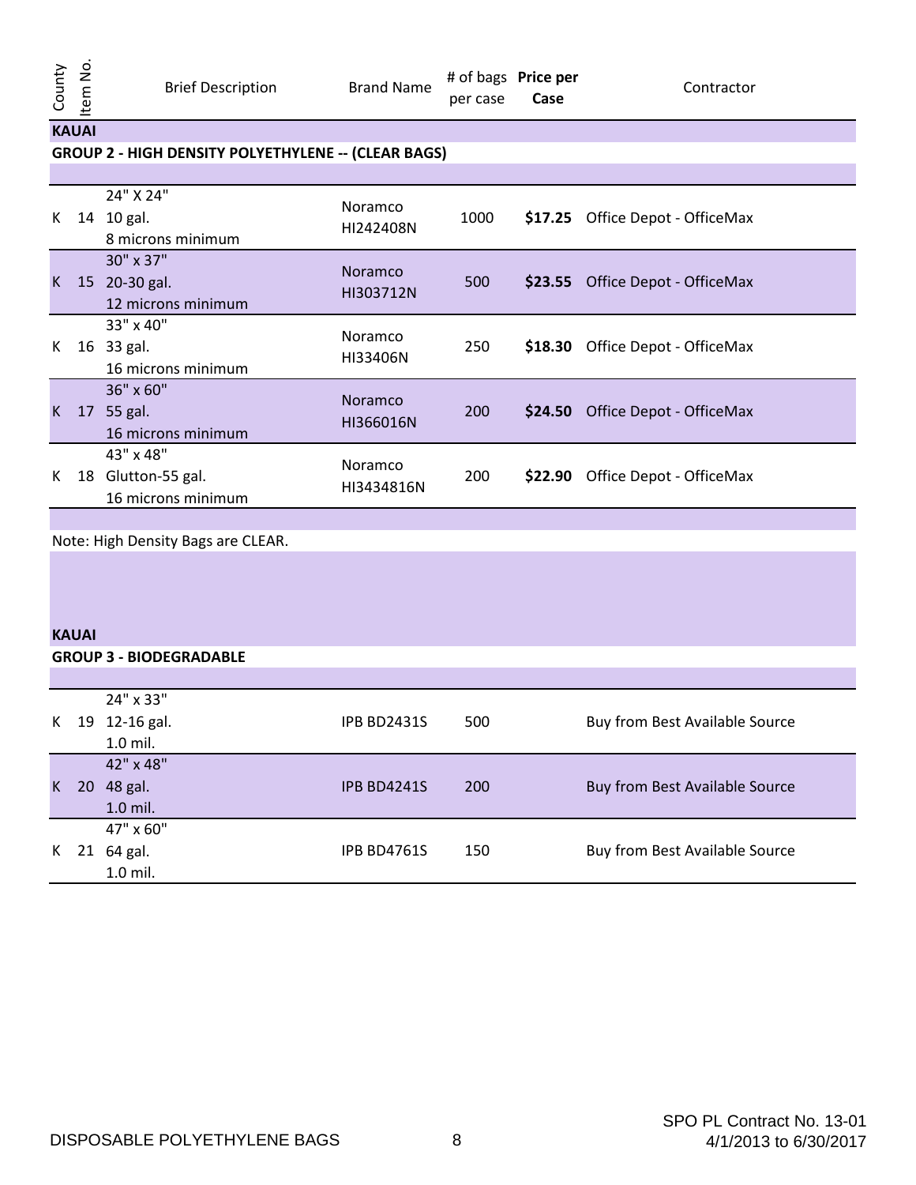| County | Item No. | Brief Description | Brand Name | # of bags per case | Price per Case | Contractor |
|---|---|---|---|---|---|---|
| **KAUAI** | | | | | | |
| **GROUP 2 - HIGH DENSITY POLYETHYLENE -- (CLEAR BAGS)** | | | | | | |
| K | 14 | 24" X 24" 10 gal. 8 microns minimum | Noramco HI242408N | 1000 | **$17.25** | Office Depot - OfficeMax |
| K | 15 | 30" x 37" 20-30 gal. 12 microns minimum | Noramco HI303712N | 500 | **$23.55** | Office Depot - OfficeMax |
| K | 16 | 33" x 40" 33 gal. 16 microns minimum | Noramco HI33406N | 250 | **$18.30** | Office Depot - OfficeMax |
| K | 17 | 36" x 60" 55 gal. 16 microns minimum | Noramco HI366016N | 200 | **$24.50** | Office Depot - OfficeMax |
| K | 18 | 43" x 48" Glutton-55 gal. 16 microns minimum | Noramco HI3434816N | 200 | **$22.90** | Office Depot - OfficeMax |

Note: High Density Bags are CLEAR.

| County | Item No. | Brief Description | Brand Name | # of bags per case | Price per Case | Contractor |
|---|---|---|---|---|---|---|
| **KAUAI** | | | | | | |
| **GROUP 3 - BIODEGRADABLE** | | | | | | |
| K | 19 | 24" x 33" 12-16 gal. 1.0 mil. | IPB BD2431S | 500 | | Buy from Best Available Source |
| K | 20 | 42" x 48" 48 gal. 1.0 mil. | IPB BD4241S | 200 | | Buy from Best Available Source |
| K | 21 | 47" x 60" 64 gal. 1.0 mil. | IPB BD4761S | 150 | | Buy from Best Available Source |